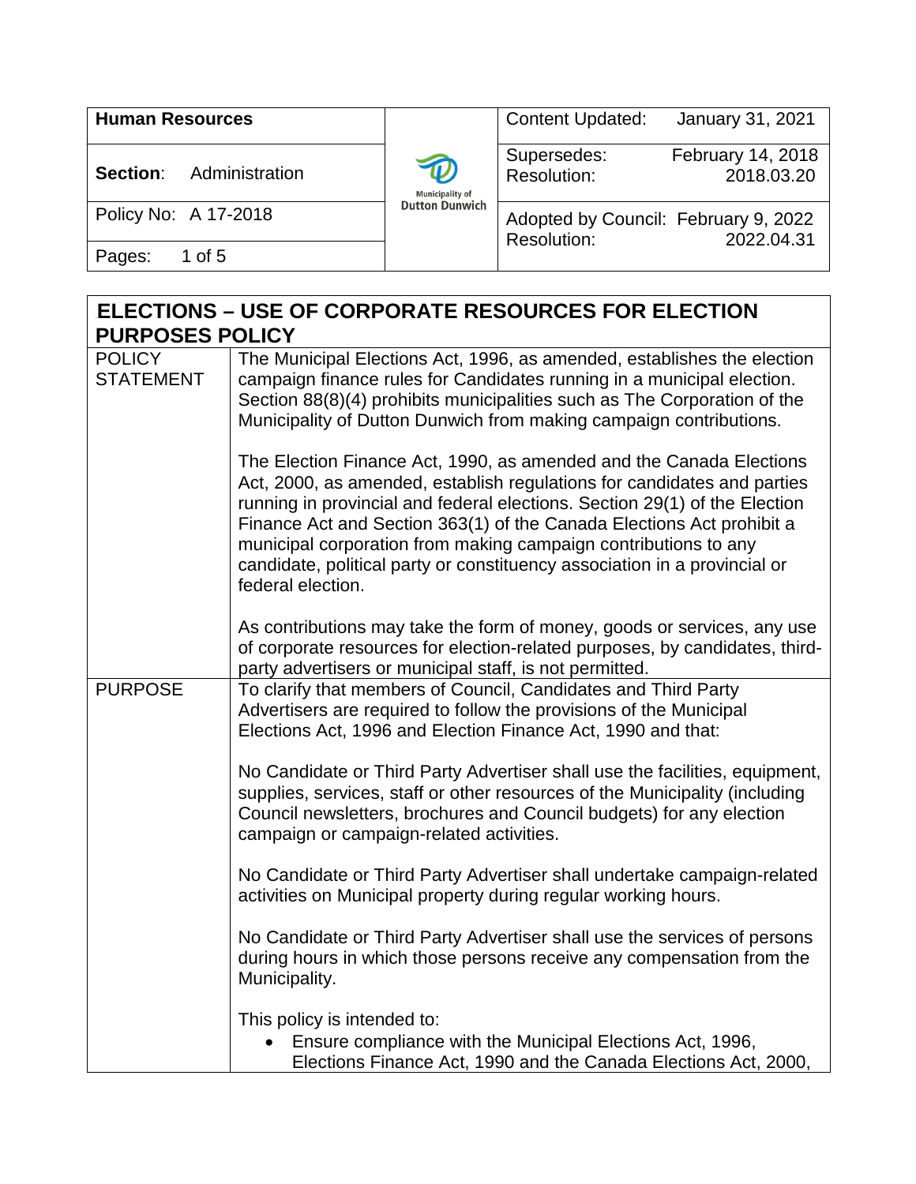| Human Resources | Municipality of Dutton Dunwich | Content Updated: January 31, 2021 |
|---|---|---|
| **Section**: Administration | | Supersedes: February 14, 2018<br>Resolution: 2018.03.20 |
| Policy No: A 17-2018 | | Adopted by Council: February 9, 2022<br>Resolution: 2022.04.31 |
| Pages: 1 of 5 | | |

# ELECTIONS – USE OF CORPORATE RESOURCES FOR ELECTION PURPOSES POLICY

| | |
|---|---|
| POLICY STATEMENT | The Municipal Elections Act, 1996, as amended, establishes the election campaign finance rules for Candidates running in a municipal election. Section 88(8)(4) prohibits municipalities such as The Corporation of the Municipality of Dutton Dunwich from making campaign contributions.<br><br>The Election Finance Act, 1990, as amended and the Canada Elections Act, 2000, as amended, establish regulations for candidates and parties running in provincial and federal elections. Section 29(1) of the Election Finance Act and Section 363(1) of the Canada Elections Act prohibit a municipal corporation from making campaign contributions to any candidate, political party or constituency association in a provincial or federal election.<br><br>As contributions may take the form of money, goods or services, any use of corporate resources for election-related purposes, by candidates, third-party advertisers or municipal staff, is not permitted. |
| PURPOSE | To clarify that members of Council, Candidates and Third Party Advertisers are required to follow the provisions of the Municipal Elections Act, 1996 and Election Finance Act, 1990 and that:<br><br>No Candidate or Third Party Advertiser shall use the facilities, equipment, supplies, services, staff or other resources of the Municipality (including Council newsletters, brochures and Council budgets) for any election campaign or campaign-related activities.<br><br>No Candidate or Third Party Advertiser shall undertake campaign-related activities on Municipal property during regular working hours.<br><br>No Candidate or Third Party Advertiser shall use the services of persons during hours in which those persons receive any compensation from the Municipality.<br><br>This policy is intended to:<br>• Ensure compliance with the Municipal Elections Act, 1996, Elections Finance Act, 1990 and the Canada Elections Act, 2000, |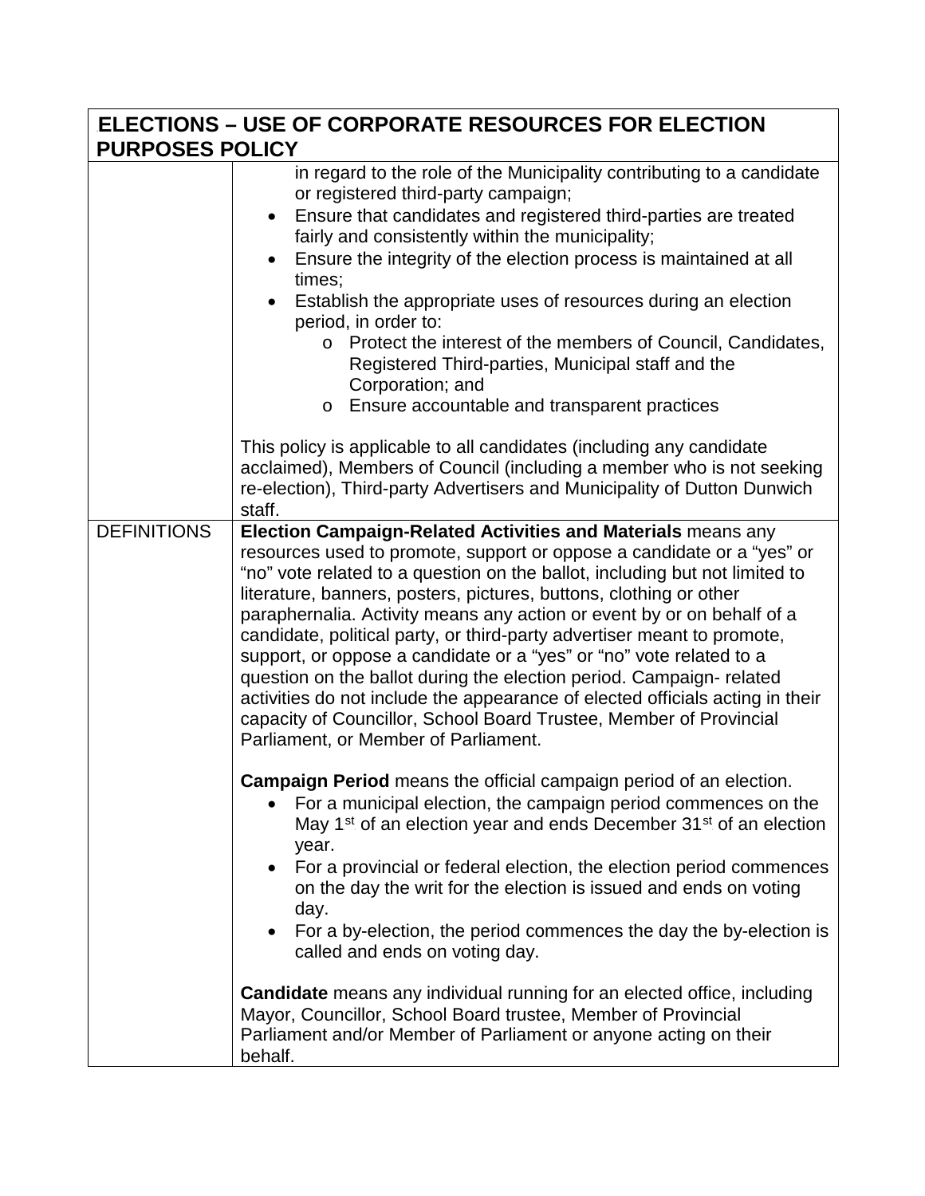| ELECTIONS – USE OF CORPORATE RESOURCES FOR ELECTION PURPOSES POLICY | |
|---|---|
| | in regard to the role of the Municipality contributing to a candidate or registered third-party campaign;<br>• Ensure that candidates and registered third-parties are treated fairly and consistently within the municipality;<br>• Ensure the integrity of the election process is maintained at all times;<br>• Establish the appropriate uses of resources during an election period, in order to:<br>&nbsp;&nbsp;o Protect the interest of the members of Council, Candidates, Registered Third-parties, Municipal staff and the Corporation; and<br>&nbsp;&nbsp;o Ensure accountable and transparent practices<br><br>This policy is applicable to all candidates (including any candidate acclaimed), Members of Council (including a member who is not seeking re-election), Third-party Advertisers and Municipality of Dutton Dunwich staff. |
| DEFINITIONS | **Election Campaign-Related Activities and Materials** means any resources used to promote, support or oppose a candidate or a "yes" or "no" vote related to a question on the ballot, including but not limited to literature, banners, posters, pictures, buttons, clothing or other paraphernalia. Activity means any action or event by or on behalf of a candidate, political party, or third-party advertiser meant to promote, support, or oppose a candidate or a "yes" or "no" vote related to a question on the ballot during the election period. Campaign- related activities do not include the appearance of elected officials acting in their capacity of Councillor, School Board Trustee, Member of Provincial Parliament, or Member of Parliament.<br><br>**Campaign Period** means the official campaign period of an election.<br>• For a municipal election, the campaign period commences on the May 1st of an election year and ends December 31st of an election year.<br>• For a provincial or federal election, the election period commences on the day the writ for the election is issued and ends on voting day.<br>• For a by-election, the period commences the day the by-election is called and ends on voting day.<br><br>**Candidate** means any individual running for an elected office, including Mayor, Councillor, School Board trustee, Member of Provincial Parliament and/or Member of Parliament or anyone acting on their behalf. |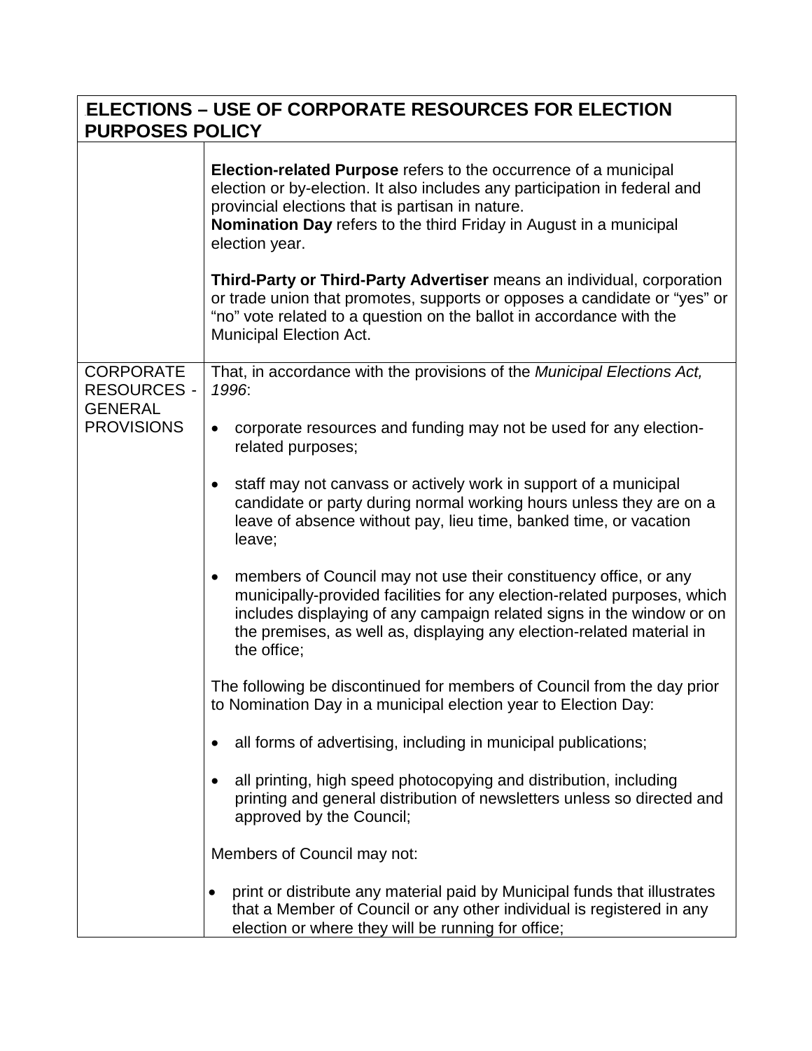| ELECTIONS – USE OF CORPORATE RESOURCES FOR ELECTION PURPOSES POLICY | |
|---|---|
| | **Election-related Purpose** refers to the occurrence of a municipal election or by-election. It also includes any participation in federal and provincial elections that is partisan in nature.<br>**Nomination Day** refers to the third Friday in August in a municipal election year.<br><br>**Third-Party or Third-Party Advertiser** means an individual, corporation or trade union that promotes, supports or opposes a candidate or "yes" or "no" vote related to a question on the ballot in accordance with the Municipal Election Act. |
| CORPORATE RESOURCES - GENERAL PROVISIONS | That, in accordance with the provisions of the *Municipal Elections Act, 1996*:<br><br>• corporate resources and funding may not be used for any election-related purposes;<br><br>• staff may not canvass or actively work in support of a municipal candidate or party during normal working hours unless they are on a leave of absence without pay, lieu time, banked time, or vacation leave;<br><br>• members of Council may not use their constituency office, or any municipally-provided facilities for any election-related purposes, which includes displaying of any campaign related signs in the window or on the premises, as well as, displaying any election-related material in the office;<br><br>The following be discontinued for members of Council from the day prior to Nomination Day in a municipal election year to Election Day:<br><br>• all forms of advertising, including in municipal publications;<br><br>• all printing, high speed photocopying and distribution, including printing and general distribution of newsletters unless so directed and approved by the Council;<br><br>Members of Council may not:<br><br>• print or distribute any material paid by Municipal funds that illustrates that a Member of Council or any other individual is registered in any election or where they will be running for office; |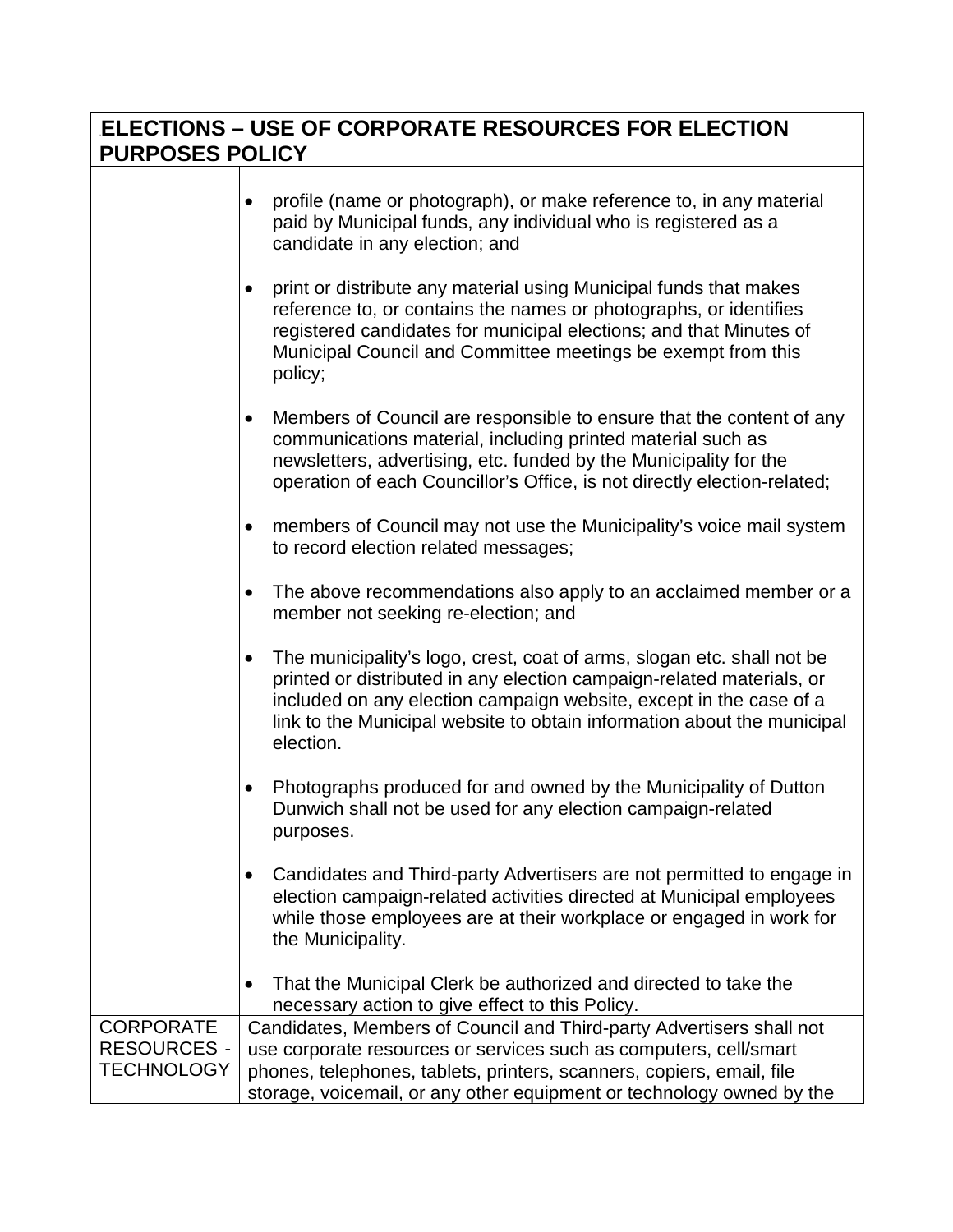| ELECTIONS – USE OF CORPORATE RESOURCES FOR ELECTION PURPOSES POLICY | |
|---|---|
| | • profile (name or photograph), or make reference to, in any material paid by Municipal funds, any individual who is registered as a candidate in any election; and<br><br>• print or distribute any material using Municipal funds that makes reference to, or contains the names or photographs, or identifies registered candidates for municipal elections; and that Minutes of Municipal Council and Committee meetings be exempt from this policy;<br><br>• Members of Council are responsible to ensure that the content of any communications material, including printed material such as newsletters, advertising, etc. funded by the Municipality for the operation of each Councillor's Office, is not directly election-related;<br><br>• members of Council may not use the Municipality's voice mail system to record election related messages;<br><br>• The above recommendations also apply to an acclaimed member or a member not seeking re-election; and<br><br>• The municipality's logo, crest, coat of arms, slogan etc. shall not be printed or distributed in any election campaign-related materials, or included on any election campaign website, except in the case of a link to the Municipal website to obtain information about the municipal election.<br><br>• Photographs produced for and owned by the Municipality of Dutton Dunwich shall not be used for any election campaign-related purposes.<br><br>• Candidates and Third-party Advertisers are not permitted to engage in election campaign-related activities directed at Municipal employees while those employees are at their workplace or engaged in work for the Municipality.<br><br>• That the Municipal Clerk be authorized and directed to take the necessary action to give effect to this Policy. |
| CORPORATE RESOURCES - TECHNOLOGY | Candidates, Members of Council and Third-party Advertisers shall not use corporate resources or services such as computers, cell/smart phones, telephones, tablets, printers, scanners, copiers, email, file storage, voicemail, or any other equipment or technology owned by the |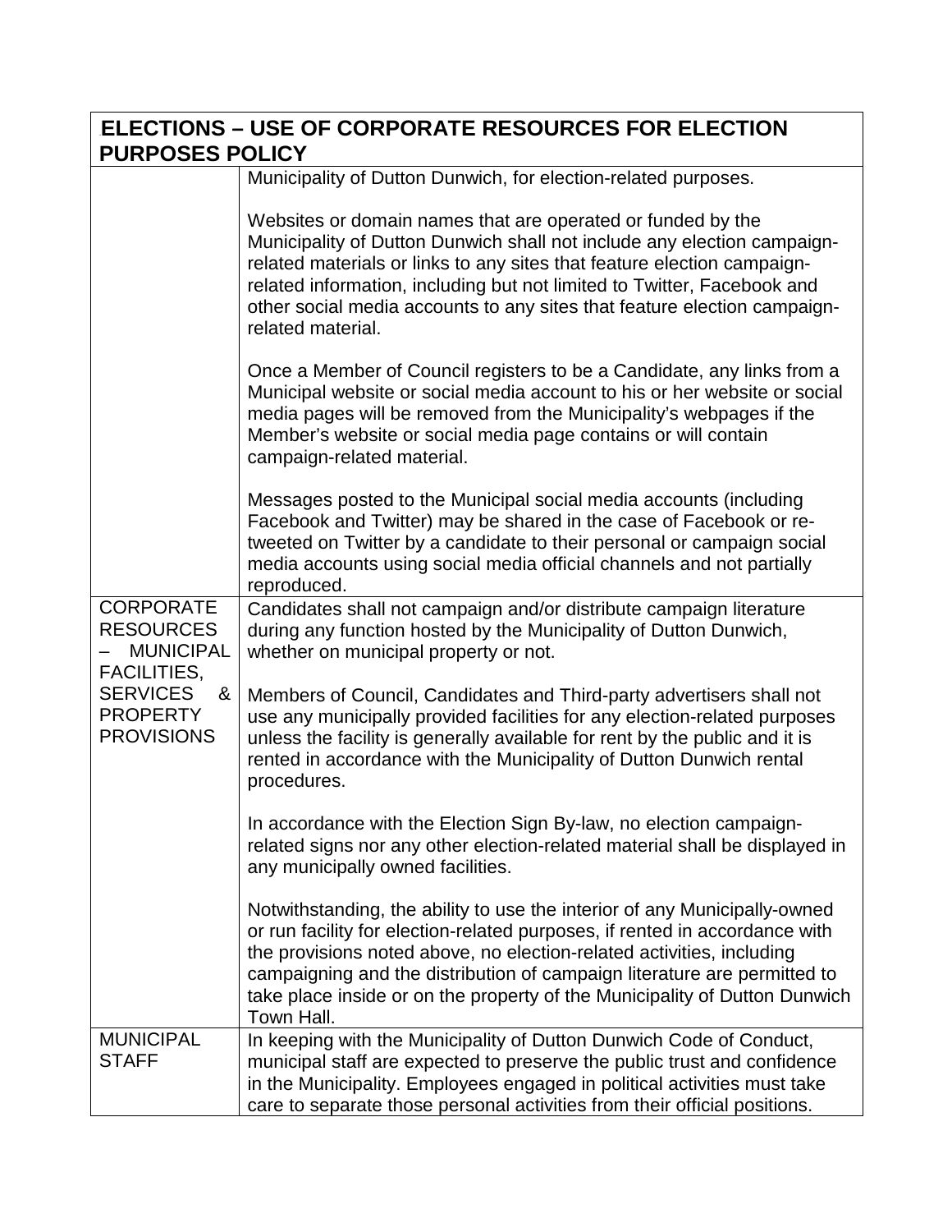| ELECTIONS – USE OF CORPORATE RESOURCES FOR ELECTION PURPOSES POLICY | |
|---|---|
| | Municipality of Dutton Dunwich, for election-related purposes.<br><br>Websites or domain names that are operated or funded by the Municipality of Dutton Dunwich shall not include any election campaign-related materials or links to any sites that feature election campaign-related information, including but not limited to Twitter, Facebook and other social media accounts to any sites that feature election campaign-related material.<br><br>Once a Member of Council registers to be a Candidate, any links from a Municipal website or social media account to his or her website or social media pages will be removed from the Municipality's webpages if the Member's website or social media page contains or will contain campaign-related material.<br><br>Messages posted to the Municipal social media accounts (including Facebook and Twitter) may be shared in the case of Facebook or re-tweeted on Twitter by a candidate to their personal or campaign social media accounts using social media official channels and not partially reproduced. |
| CORPORATE RESOURCES – MUNICIPAL FACILITIES, SERVICES & PROPERTY PROVISIONS | Candidates shall not campaign and/or distribute campaign literature during any function hosted by the Municipality of Dutton Dunwich, whether on municipal property or not.<br><br>Members of Council, Candidates and Third-party advertisers shall not use any municipally provided facilities for any election-related purposes unless the facility is generally available for rent by the public and it is rented in accordance with the Municipality of Dutton Dunwich rental procedures.<br><br>In accordance with the Election Sign By-law, no election campaign-related signs nor any other election-related material shall be displayed in any municipally owned facilities.<br><br>Notwithstanding, the ability to use the interior of any Municipally-owned or run facility for election-related purposes, if rented in accordance with the provisions noted above, no election-related activities, including campaigning and the distribution of campaign literature are permitted to take place inside or on the property of the Municipality of Dutton Dunwich Town Hall. |
| MUNICIPAL STAFF | In keeping with the Municipality of Dutton Dunwich Code of Conduct, municipal staff are expected to preserve the public trust and confidence in the Municipality. Employees engaged in political activities must take care to separate those personal activities from their official positions. |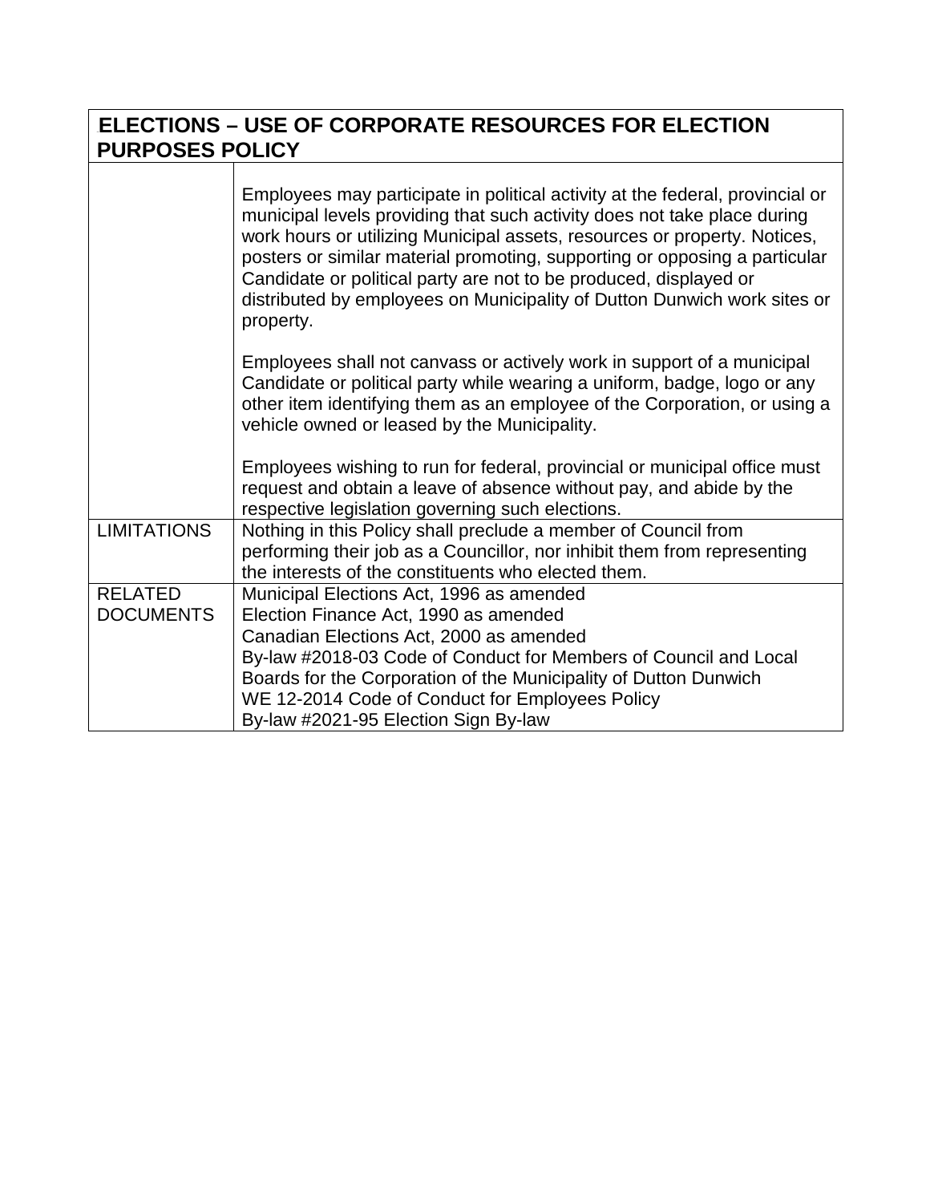| ELECTIONS – USE OF CORPORATE RESOURCES FOR ELECTION PURPOSES POLICY | |
|---|---|
| | Employees may participate in political activity at the federal, provincial or municipal levels providing that such activity does not take place during work hours or utilizing Municipal assets, resources or property. Notices, posters or similar material promoting, supporting or opposing a particular Candidate or political party are not to be produced, displayed or distributed by employees on Municipality of Dutton Dunwich work sites or property.<br><br>Employees shall not canvass or actively work in support of a municipal Candidate or political party while wearing a uniform, badge, logo or any other item identifying them as an employee of the Corporation, or using a vehicle owned or leased by the Municipality.<br><br>Employees wishing to run for federal, provincial or municipal office must request and obtain a leave of absence without pay, and abide by the respective legislation governing such elections. |
| LIMITATIONS | Nothing in this Policy shall preclude a member of Council from performing their job as a Councillor, nor inhibit them from representing the interests of the constituents who elected them. |
| RELATED DOCUMENTS | Municipal Elections Act, 1996 as amended<br>Election Finance Act, 1990 as amended<br>Canadian Elections Act, 2000 as amended<br>By-law #2018-03 Code of Conduct for Members of Council and Local Boards for the Corporation of the Municipality of Dutton Dunwich<br>WE 12-2014 Code of Conduct for Employees Policy<br>By-law #2021-95 Election Sign By-law |